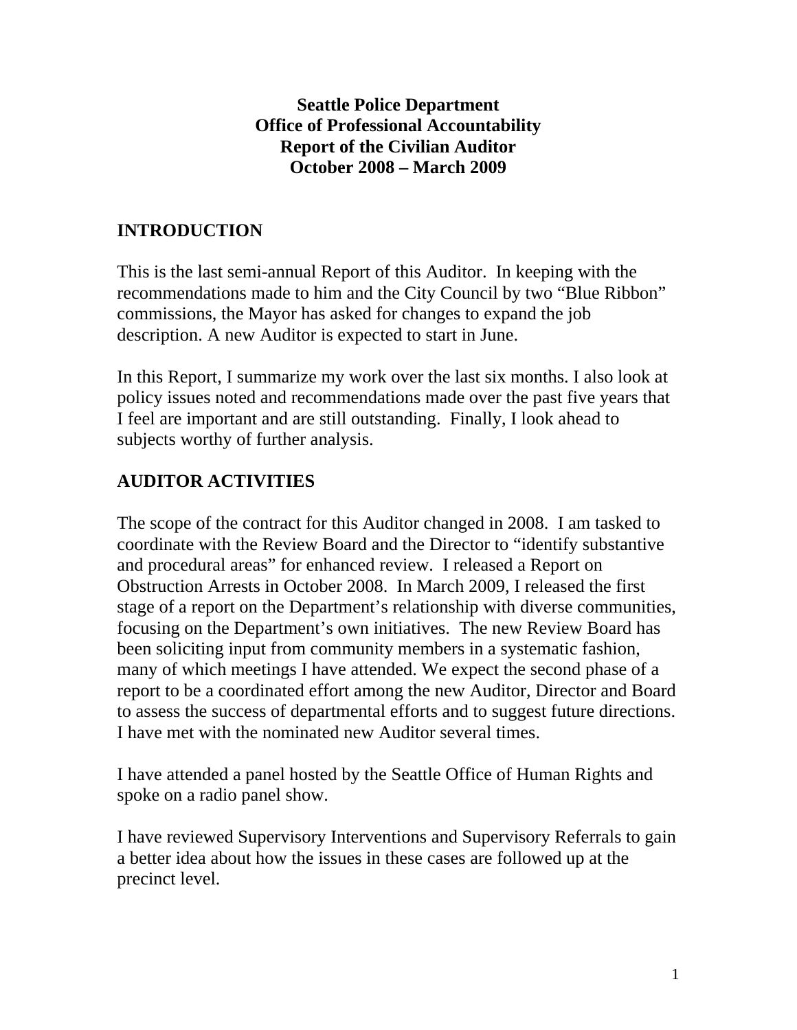# Seattle Police Department
# Office of Professional Accountability
# Report of the Civilian Auditor
# October 2008 – March 2009

## INTRODUCTION

This is the last semi-annual Report of this Auditor. In keeping with the recommendations made to him and the City Council by two "Blue Ribbon" commissions, the Mayor has asked for changes to expand the job description. A new Auditor is expected to start in June.

In this Report, I summarize my work over the last six months. I also look at policy issues noted and recommendations made over the past five years that I feel are important and are still outstanding. Finally, I look ahead to subjects worthy of further analysis.

## AUDITOR ACTIVITIES

The scope of the contract for this Auditor changed in 2008. I am tasked to coordinate with the Review Board and the Director to "identify substantive and procedural areas" for enhanced review. I released a Report on Obstruction Arrests in October 2008. In March 2009, I released the first stage of a report on the Department's relationship with diverse communities, focusing on the Department's own initiatives. The new Review Board has been soliciting input from community members in a systematic fashion, many of which meetings I have attended. We expect the second phase of a report to be a coordinated effort among the new Auditor, Director and Board to assess the success of departmental efforts and to suggest future directions. I have met with the nominated new Auditor several times.

I have attended a panel hosted by the Seattle Office of Human Rights and spoke on a radio panel show.

I have reviewed Supervisory Interventions and Supervisory Referrals to gain a better idea about how the issues in these cases are followed up at the precinct level.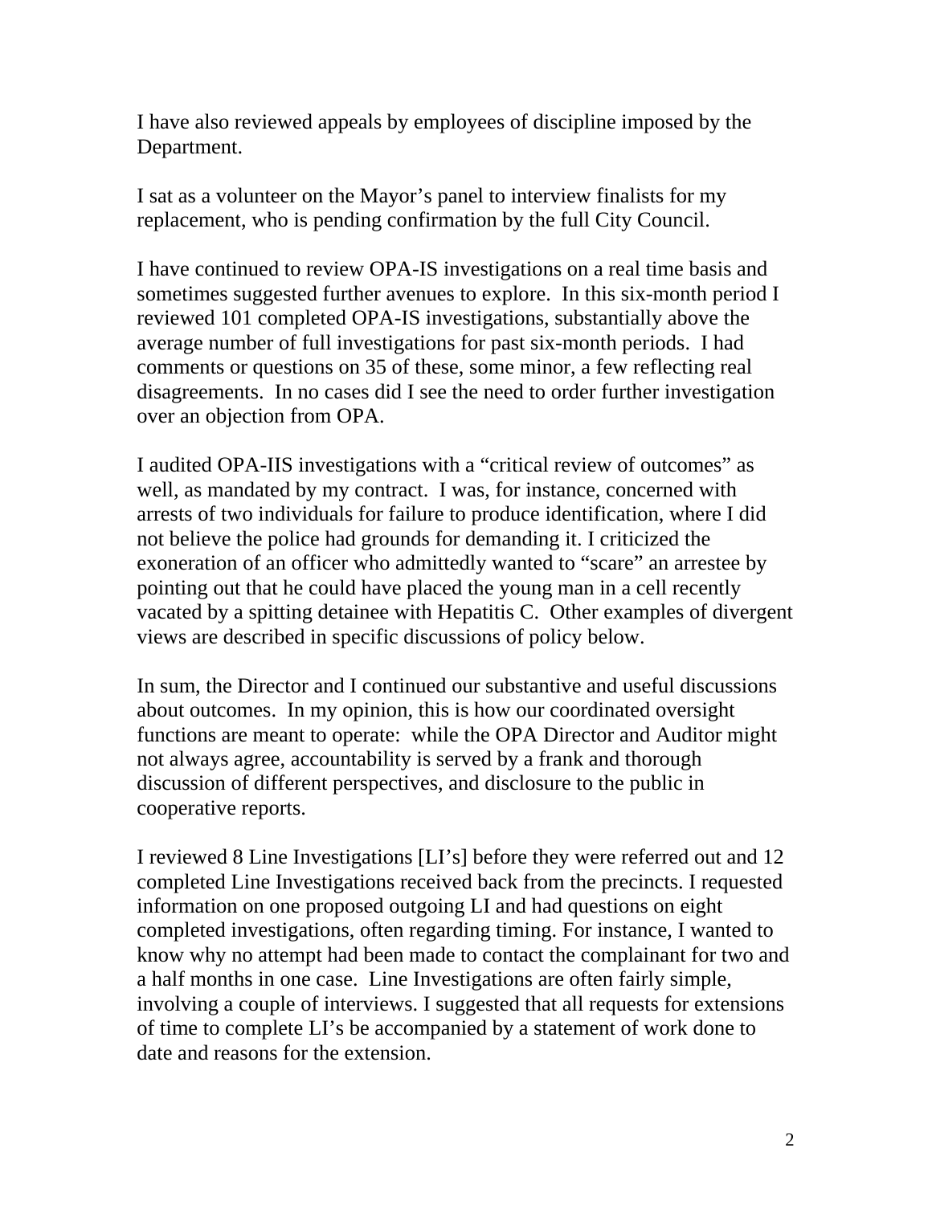I have also reviewed appeals by employees of discipline imposed by the Department.

I sat as a volunteer on the Mayor's panel to interview finalists for my replacement, who is pending confirmation by the full City Council.

I have continued to review OPA-IS investigations on a real time basis and sometimes suggested further avenues to explore. In this six-month period I reviewed 101 completed OPA-IS investigations, substantially above the average number of full investigations for past six-month periods. I had comments or questions on 35 of these, some minor, a few reflecting real disagreements. In no cases did I see the need to order further investigation over an objection from OPA.

I audited OPA-IIS investigations with a "critical review of outcomes" as well, as mandated by my contract. I was, for instance, concerned with arrests of two individuals for failure to produce identification, where I did not believe the police had grounds for demanding it. I criticized the exoneration of an officer who admittedly wanted to "scare" an arrestee by pointing out that he could have placed the young man in a cell recently vacated by a spitting detainee with Hepatitis C. Other examples of divergent views are described in specific discussions of policy below.

In sum, the Director and I continued our substantive and useful discussions about outcomes. In my opinion, this is how our coordinated oversight functions are meant to operate: while the OPA Director and Auditor might not always agree, accountability is served by a frank and thorough discussion of different perspectives, and disclosure to the public in cooperative reports.

I reviewed 8 Line Investigations [LI's] before they were referred out and 12 completed Line Investigations received back from the precincts. I requested information on one proposed outgoing LI and had questions on eight completed investigations, often regarding timing. For instance, I wanted to know why no attempt had been made to contact the complainant for two and a half months in one case. Line Investigations are often fairly simple, involving a couple of interviews. I suggested that all requests for extensions of time to complete LI's be accompanied by a statement of work done to date and reasons for the extension.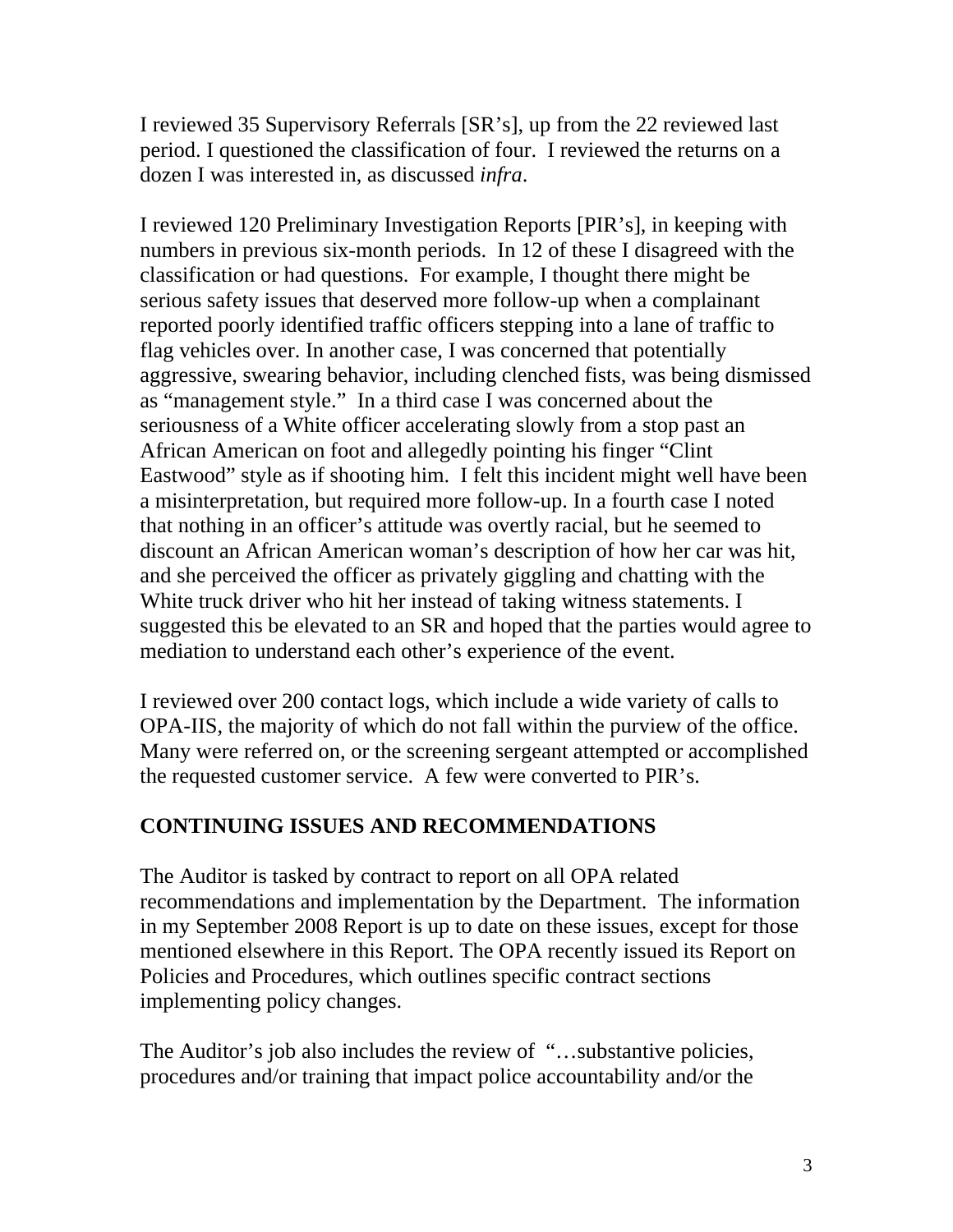I reviewed 35 Supervisory Referrals [SR's], up from the 22 reviewed last period. I questioned the classification of four. I reviewed the returns on a dozen I was interested in, as discussed *infra*.

I reviewed 120 Preliminary Investigation Reports [PIR's], in keeping with numbers in previous six-month periods. In 12 of these I disagreed with the classification or had questions. For example, I thought there might be serious safety issues that deserved more follow-up when a complainant reported poorly identified traffic officers stepping into a lane of traffic to flag vehicles over. In another case, I was concerned that potentially aggressive, swearing behavior, including clenched fists, was being dismissed as "management style." In a third case I was concerned about the seriousness of a White officer accelerating slowly from a stop past an African American on foot and allegedly pointing his finger "Clint Eastwood" style as if shooting him. I felt this incident might well have been a misinterpretation, but required more follow-up. In a fourth case I noted that nothing in an officer's attitude was overtly racial, but he seemed to discount an African American woman's description of how her car was hit, and she perceived the officer as privately giggling and chatting with the White truck driver who hit her instead of taking witness statements. I suggested this be elevated to an SR and hoped that the parties would agree to mediation to understand each other's experience of the event.

I reviewed over 200 contact logs, which include a wide variety of calls to OPA-IIS, the majority of which do not fall within the purview of the office. Many were referred on, or the screening sergeant attempted or accomplished the requested customer service. A few were converted to PIR's.

## CONTINUING ISSUES AND RECOMMENDATIONS

The Auditor is tasked by contract to report on all OPA related recommendations and implementation by the Department. The information in my September 2008 Report is up to date on these issues, except for those mentioned elsewhere in this Report. The OPA recently issued its Report on Policies and Procedures, which outlines specific contract sections implementing policy changes.

The Auditor's job also includes the review of "…substantive policies, procedures and/or training that impact police accountability and/or the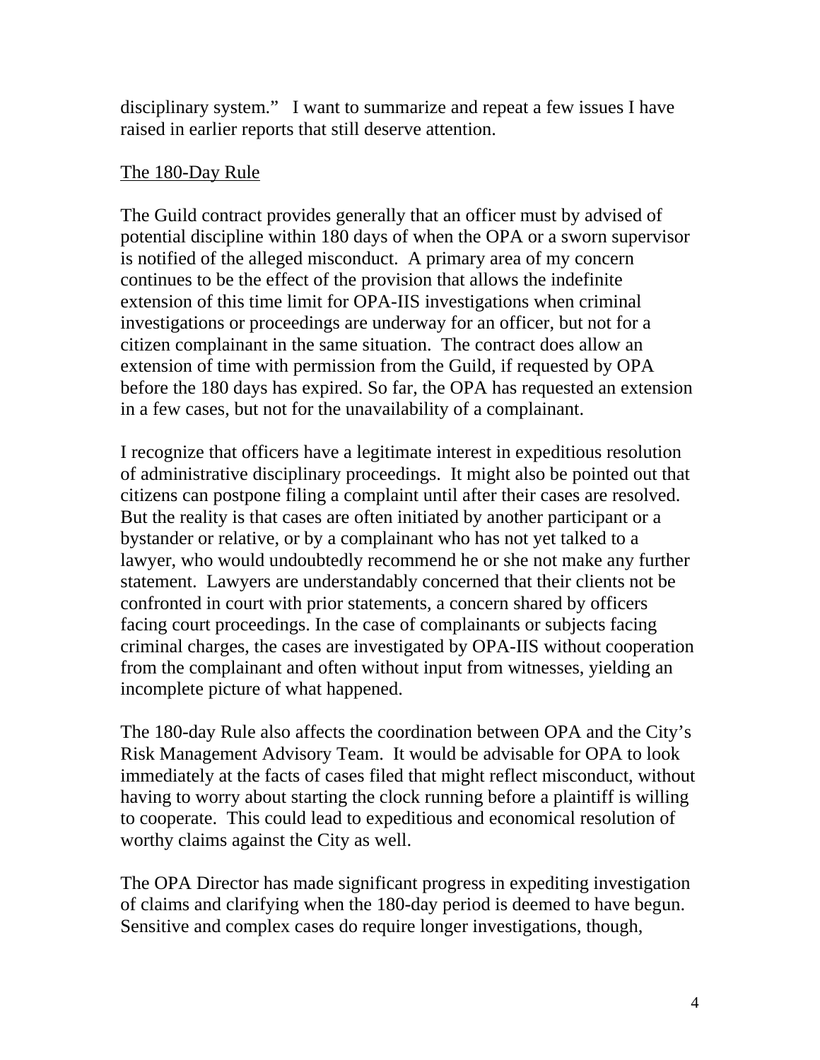disciplinary system." I want to summarize and repeat a few issues I have raised in earlier reports that still deserve attention.

<u>The 180-Day Rule</u>

The Guild contract provides generally that an officer must by advised of potential discipline within 180 days of when the OPA or a sworn supervisor is notified of the alleged misconduct. A primary area of my concern continues to be the effect of the provision that allows the indefinite extension of this time limit for OPA-IIS investigations when criminal investigations or proceedings are underway for an officer, but not for a citizen complainant in the same situation. The contract does allow an extension of time with permission from the Guild, if requested by OPA before the 180 days has expired. So far, the OPA has requested an extension in a few cases, but not for the unavailability of a complainant.

I recognize that officers have a legitimate interest in expeditious resolution of administrative disciplinary proceedings. It might also be pointed out that citizens can postpone filing a complaint until after their cases are resolved. But the reality is that cases are often initiated by another participant or a bystander or relative, or by a complainant who has not yet talked to a lawyer, who would undoubtedly recommend he or she not make any further statement. Lawyers are understandably concerned that their clients not be confronted in court with prior statements, a concern shared by officers facing court proceedings. In the case of complainants or subjects facing criminal charges, the cases are investigated by OPA-IIS without cooperation from the complainant and often without input from witnesses, yielding an incomplete picture of what happened.

The 180-day Rule also affects the coordination between OPA and the City's Risk Management Advisory Team. It would be advisable for OPA to look immediately at the facts of cases filed that might reflect misconduct, without having to worry about starting the clock running before a plaintiff is willing to cooperate. This could lead to expeditious and economical resolution of worthy claims against the City as well.

The OPA Director has made significant progress in expediting investigation of claims and clarifying when the 180-day period is deemed to have begun. Sensitive and complex cases do require longer investigations, though,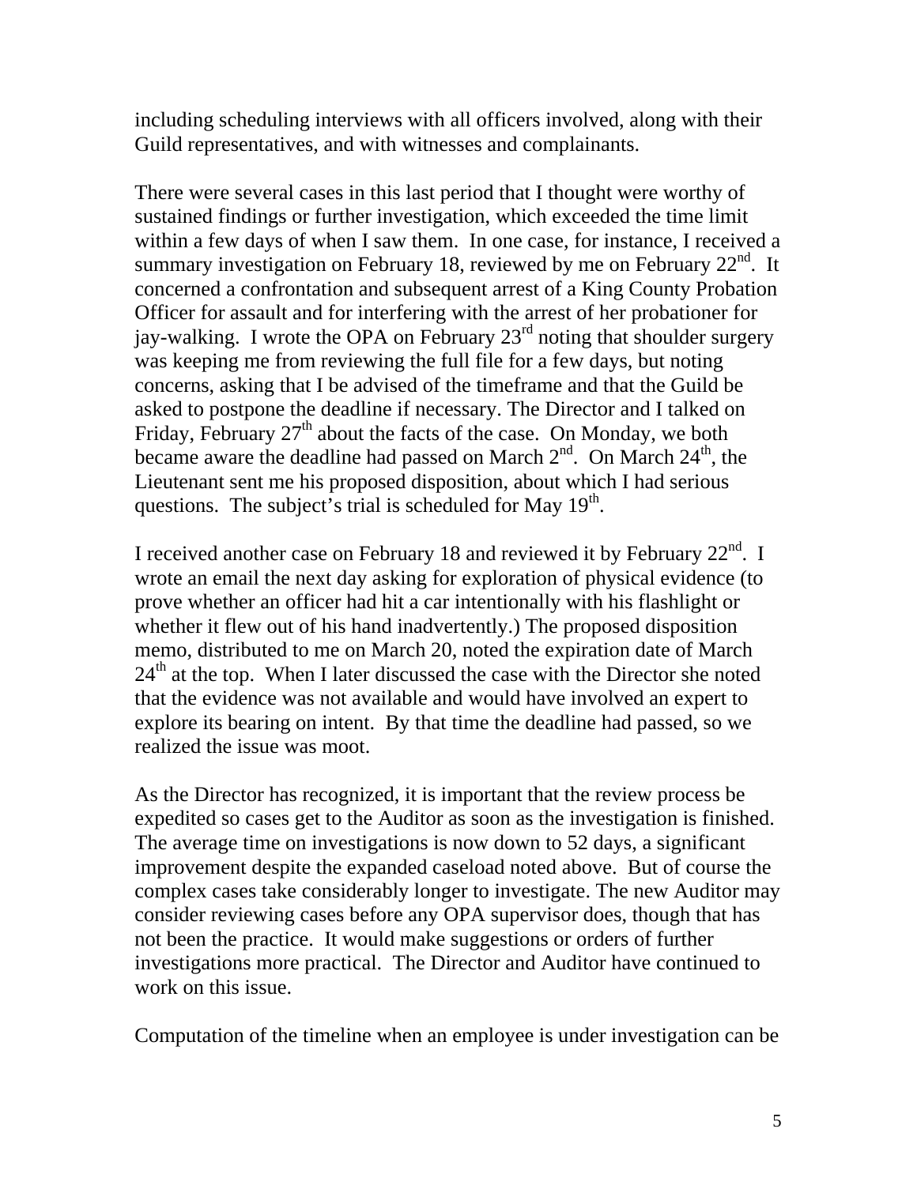including scheduling interviews with all officers involved, along with their Guild representatives, and with witnesses and complainants.

There were several cases in this last period that I thought were worthy of sustained findings or further investigation, which exceeded the time limit within a few days of when I saw them. In one case, for instance, I received a summary investigation on February 18, reviewed by me on February 22nd. It concerned a confrontation and subsequent arrest of a King County Probation Officer for assault and for interfering with the arrest of her probationer for jay-walking. I wrote the OPA on February 23rd noting that shoulder surgery was keeping me from reviewing the full file for a few days, but noting concerns, asking that I be advised of the timeframe and that the Guild be asked to postpone the deadline if necessary. The Director and I talked on Friday, February 27th about the facts of the case. On Monday, we both became aware the deadline had passed on March 2nd. On March 24th, the Lieutenant sent me his proposed disposition, about which I had serious questions. The subject's trial is scheduled for May 19th.

I received another case on February 18 and reviewed it by February 22nd. I wrote an email the next day asking for exploration of physical evidence (to prove whether an officer had hit a car intentionally with his flashlight or whether it flew out of his hand inadvertently.) The proposed disposition memo, distributed to me on March 20, noted the expiration date of March 24th at the top. When I later discussed the case with the Director she noted that the evidence was not available and would have involved an expert to explore its bearing on intent. By that time the deadline had passed, so we realized the issue was moot.

As the Director has recognized, it is important that the review process be expedited so cases get to the Auditor as soon as the investigation is finished. The average time on investigations is now down to 52 days, a significant improvement despite the expanded caseload noted above. But of course the complex cases take considerably longer to investigate. The new Auditor may consider reviewing cases before any OPA supervisor does, though that has not been the practice. It would make suggestions or orders of further investigations more practical. The Director and Auditor have continued to work on this issue.

Computation of the timeline when an employee is under investigation can be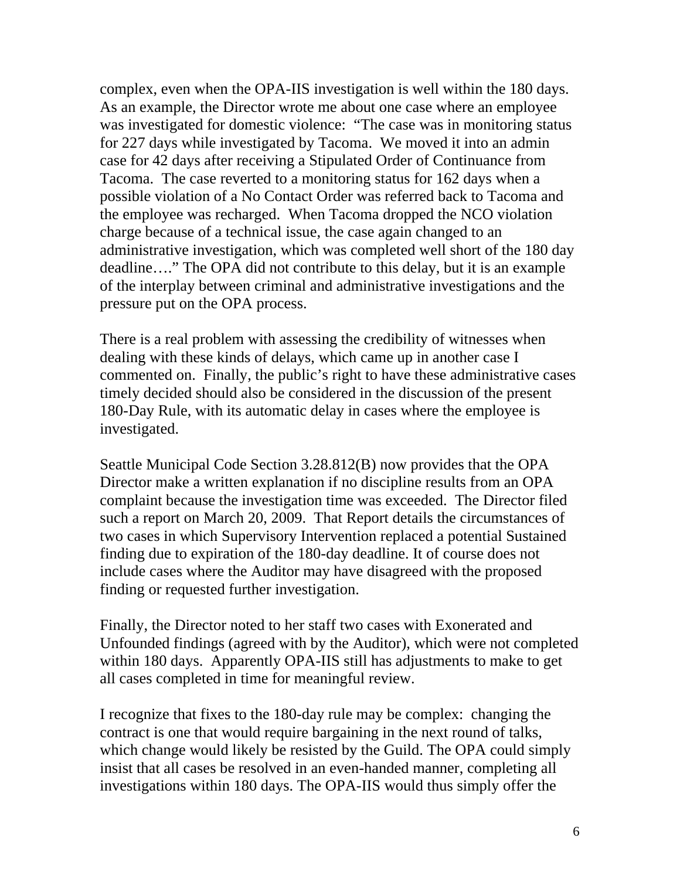complex, even when the OPA-IIS investigation is well within the 180 days. As an example, the Director wrote me about one case where an employee was investigated for domestic violence: "The case was in monitoring status for 227 days while investigated by Tacoma. We moved it into an admin case for 42 days after receiving a Stipulated Order of Continuance from Tacoma. The case reverted to a monitoring status for 162 days when a possible violation of a No Contact Order was referred back to Tacoma and the employee was recharged. When Tacoma dropped the NCO violation charge because of a technical issue, the case again changed to an administrative investigation, which was completed well short of the 180 day deadline…." The OPA did not contribute to this delay, but it is an example of the interplay between criminal and administrative investigations and the pressure put on the OPA process.

There is a real problem with assessing the credibility of witnesses when dealing with these kinds of delays, which came up in another case I commented on. Finally, the public's right to have these administrative cases timely decided should also be considered in the discussion of the present 180-Day Rule, with its automatic delay in cases where the employee is investigated.

Seattle Municipal Code Section 3.28.812(B) now provides that the OPA Director make a written explanation if no discipline results from an OPA complaint because the investigation time was exceeded. The Director filed such a report on March 20, 2009. That Report details the circumstances of two cases in which Supervisory Intervention replaced a potential Sustained finding due to expiration of the 180-day deadline. It of course does not include cases where the Auditor may have disagreed with the proposed finding or requested further investigation.

Finally, the Director noted to her staff two cases with Exonerated and Unfounded findings (agreed with by the Auditor), which were not completed within 180 days. Apparently OPA-IIS still has adjustments to make to get all cases completed in time for meaningful review.

I recognize that fixes to the 180-day rule may be complex: changing the contract is one that would require bargaining in the next round of talks, which change would likely be resisted by the Guild. The OPA could simply insist that all cases be resolved in an even-handed manner, completing all investigations within 180 days. The OPA-IIS would thus simply offer the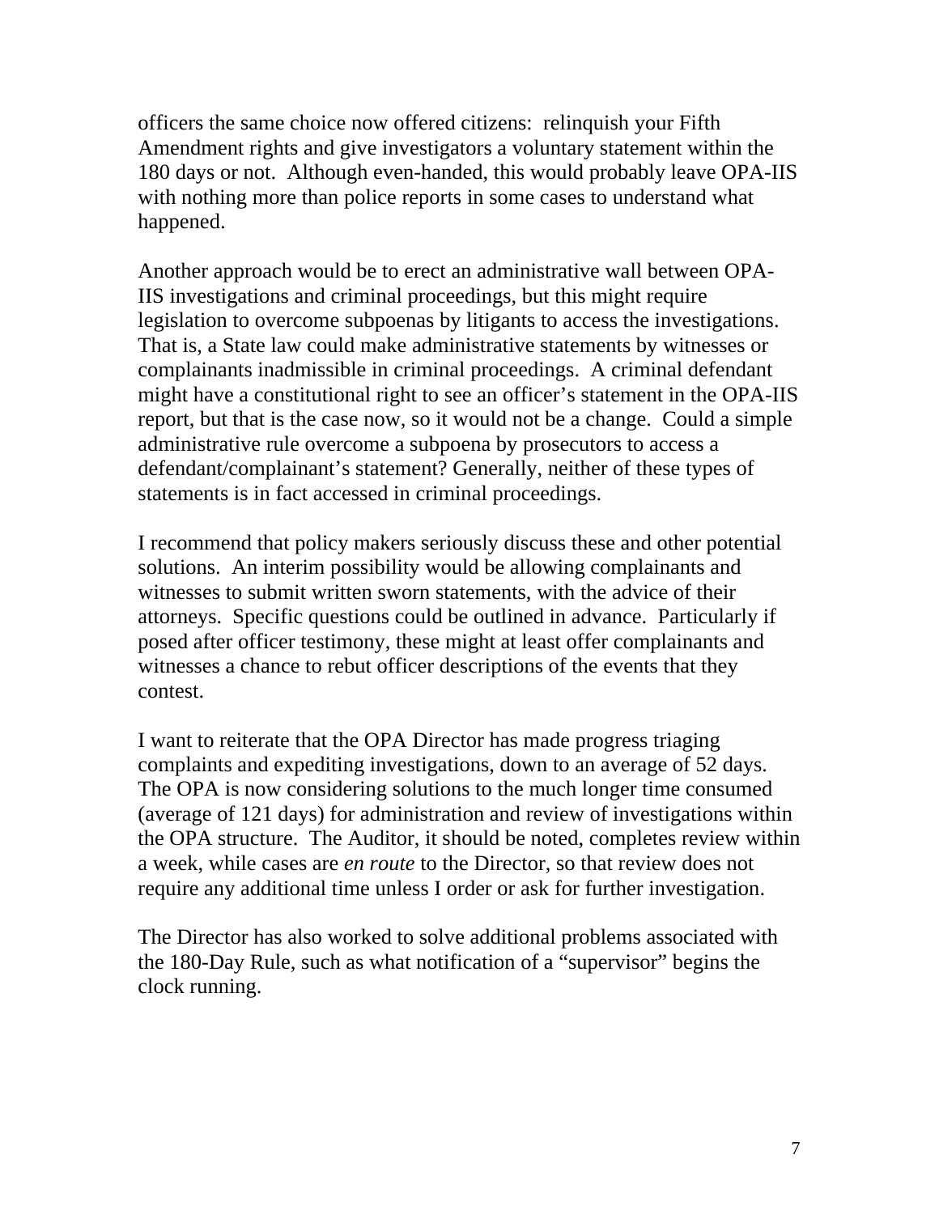officers the same choice now offered citizens: relinquish your Fifth Amendment rights and give investigators a voluntary statement within the 180 days or not. Although even-handed, this would probably leave OPA-IIS with nothing more than police reports in some cases to understand what happened.

Another approach would be to erect an administrative wall between OPA-IIS investigations and criminal proceedings, but this might require legislation to overcome subpoenas by litigants to access the investigations. That is, a State law could make administrative statements by witnesses or complainants inadmissible in criminal proceedings. A criminal defendant might have a constitutional right to see an officer's statement in the OPA-IIS report, but that is the case now, so it would not be a change. Could a simple administrative rule overcome a subpoena by prosecutors to access a defendant/complainant's statement? Generally, neither of these types of statements is in fact accessed in criminal proceedings.

I recommend that policy makers seriously discuss these and other potential solutions. An interim possibility would be allowing complainants and witnesses to submit written sworn statements, with the advice of their attorneys. Specific questions could be outlined in advance. Particularly if posed after officer testimony, these might at least offer complainants and witnesses a chance to rebut officer descriptions of the events that they contest.

I want to reiterate that the OPA Director has made progress triaging complaints and expediting investigations, down to an average of 52 days. The OPA is now considering solutions to the much longer time consumed (average of 121 days) for administration and review of investigations within the OPA structure. The Auditor, it should be noted, completes review within a week, while cases are *en route* to the Director, so that review does not require any additional time unless I order or ask for further investigation.

The Director has also worked to solve additional problems associated with the 180-Day Rule, such as what notification of a "supervisor" begins the clock running.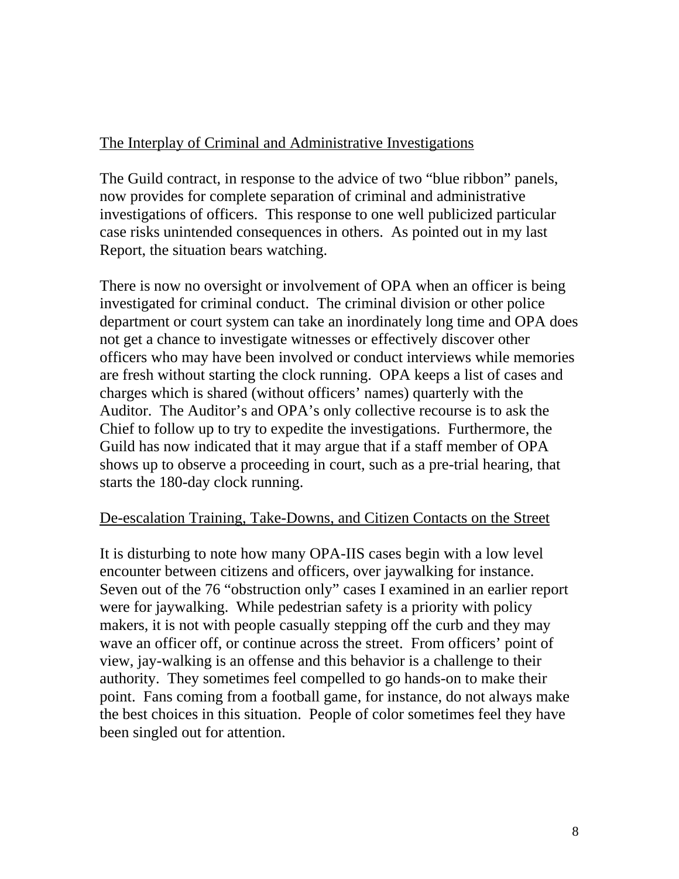## The Interplay of Criminal and Administrative Investigations

The Guild contract, in response to the advice of two "blue ribbon" panels, now provides for complete separation of criminal and administrative investigations of officers. This response to one well publicized particular case risks unintended consequences in others. As pointed out in my last Report, the situation bears watching.

There is now no oversight or involvement of OPA when an officer is being investigated for criminal conduct. The criminal division or other police department or court system can take an inordinately long time and OPA does not get a chance to investigate witnesses or effectively discover other officers who may have been involved or conduct interviews while memories are fresh without starting the clock running. OPA keeps a list of cases and charges which is shared (without officers' names) quarterly with the Auditor. The Auditor's and OPA's only collective recourse is to ask the Chief to follow up to try to expedite the investigations. Furthermore, the Guild has now indicated that it may argue that if a staff member of OPA shows up to observe a proceeding in court, such as a pre-trial hearing, that starts the 180-day clock running.

## De-escalation Training, Take-Downs, and Citizen Contacts on the Street

It is disturbing to note how many OPA-IIS cases begin with a low level encounter between citizens and officers, over jaywalking for instance. Seven out of the 76 "obstruction only" cases I examined in an earlier report were for jaywalking. While pedestrian safety is a priority with policy makers, it is not with people casually stepping off the curb and they may wave an officer off, or continue across the street. From officers' point of view, jay-walking is an offense and this behavior is a challenge to their authority. They sometimes feel compelled to go hands-on to make their point. Fans coming from a football game, for instance, do not always make the best choices in this situation. People of color sometimes feel they have been singled out for attention.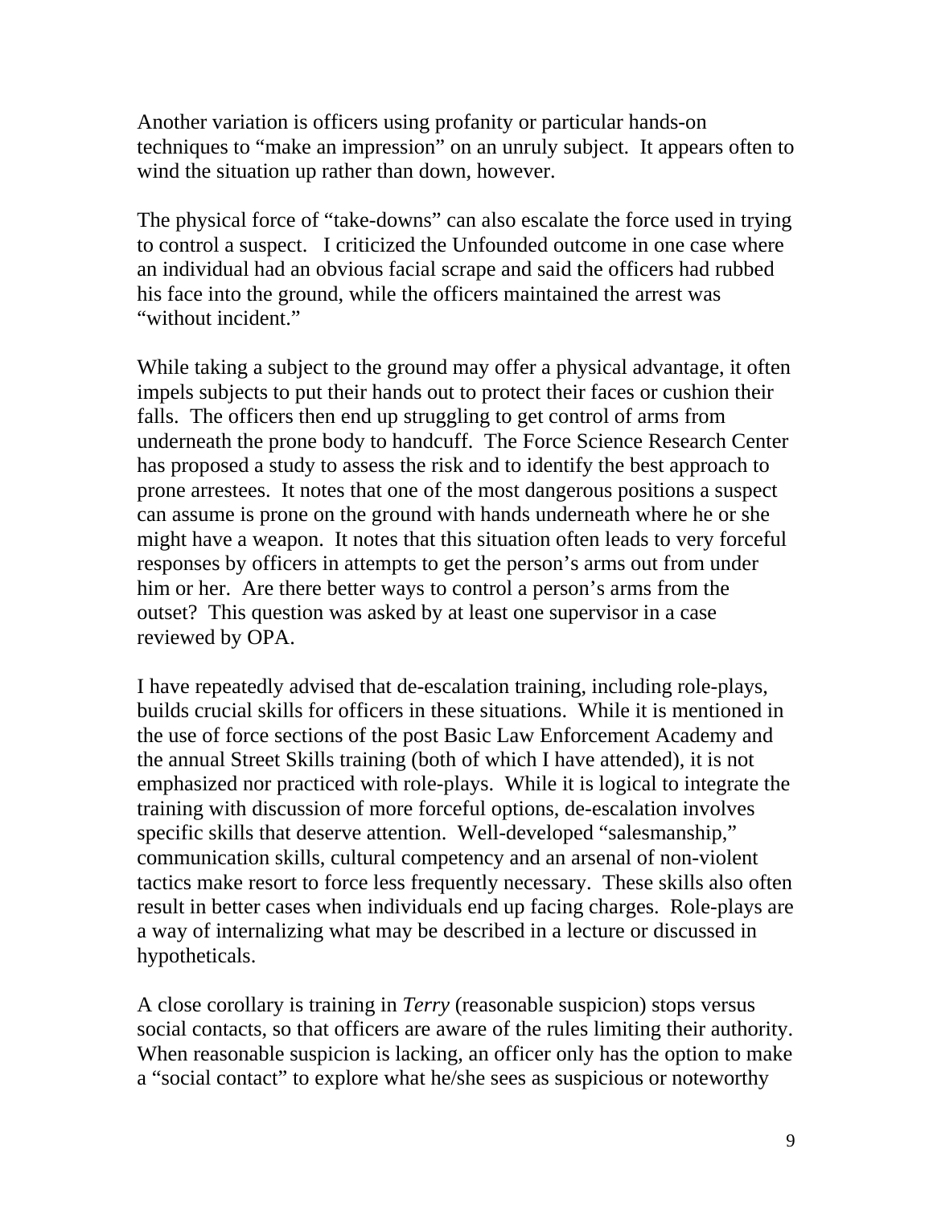Another variation is officers using profanity or particular hands-on techniques to "make an impression" on an unruly subject. It appears often to wind the situation up rather than down, however.

The physical force of "take-downs" can also escalate the force used in trying to control a suspect. I criticized the Unfounded outcome in one case where an individual had an obvious facial scrape and said the officers had rubbed his face into the ground, while the officers maintained the arrest was "without incident."

While taking a subject to the ground may offer a physical advantage, it often impels subjects to put their hands out to protect their faces or cushion their falls. The officers then end up struggling to get control of arms from underneath the prone body to handcuff. The Force Science Research Center has proposed a study to assess the risk and to identify the best approach to prone arrestees. It notes that one of the most dangerous positions a suspect can assume is prone on the ground with hands underneath where he or she might have a weapon. It notes that this situation often leads to very forceful responses by officers in attempts to get the person's arms out from under him or her. Are there better ways to control a person's arms from the outset? This question was asked by at least one supervisor in a case reviewed by OPA.

I have repeatedly advised that de-escalation training, including role-plays, builds crucial skills for officers in these situations. While it is mentioned in the use of force sections of the post Basic Law Enforcement Academy and the annual Street Skills training (both of which I have attended), it is not emphasized nor practiced with role-plays. While it is logical to integrate the training with discussion of more forceful options, de-escalation involves specific skills that deserve attention. Well-developed "salesmanship," communication skills, cultural competency and an arsenal of non-violent tactics make resort to force less frequently necessary. These skills also often result in better cases when individuals end up facing charges. Role-plays are a way of internalizing what may be described in a lecture or discussed in hypotheticals.

A close corollary is training in *Terry* (reasonable suspicion) stops versus social contacts, so that officers are aware of the rules limiting their authority. When reasonable suspicion is lacking, an officer only has the option to make a "social contact" to explore what he/she sees as suspicious or noteworthy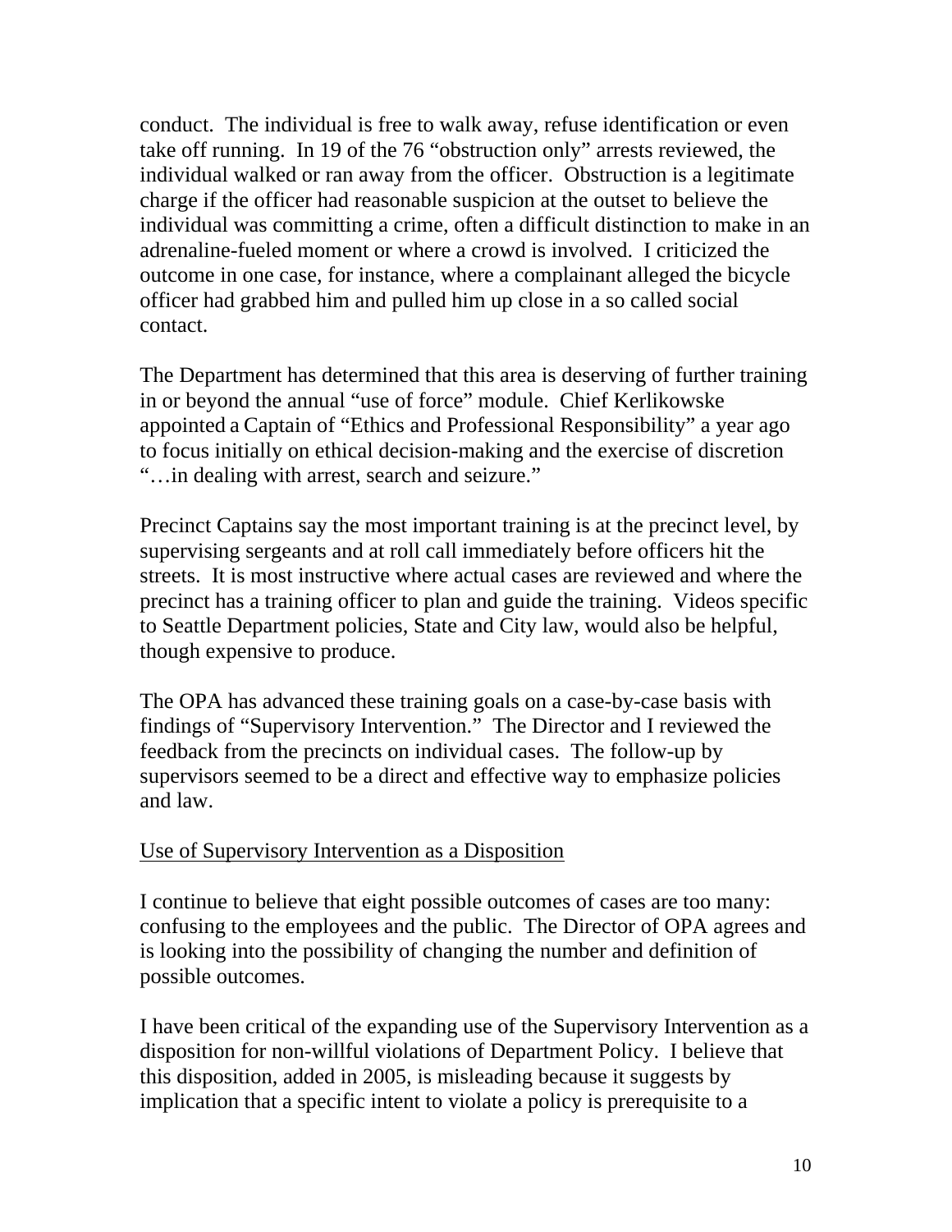conduct. The individual is free to walk away, refuse identification or even take off running. In 19 of the 76 "obstruction only" arrests reviewed, the individual walked or ran away from the officer. Obstruction is a legitimate charge if the officer had reasonable suspicion at the outset to believe the individual was committing a crime, often a difficult distinction to make in an adrenaline-fueled moment or where a crowd is involved. I criticized the outcome in one case, for instance, where a complainant alleged the bicycle officer had grabbed him and pulled him up close in a so called social contact.

The Department has determined that this area is deserving of further training in or beyond the annual "use of force" module. Chief Kerlikowske appointed a Captain of "Ethics and Professional Responsibility" a year ago to focus initially on ethical decision-making and the exercise of discretion "…in dealing with arrest, search and seizure."

Precinct Captains say the most important training is at the precinct level, by supervising sergeants and at roll call immediately before officers hit the streets. It is most instructive where actual cases are reviewed and where the precinct has a training officer to plan and guide the training. Videos specific to Seattle Department policies, State and City law, would also be helpful, though expensive to produce.

The OPA has advanced these training goals on a case-by-case basis with findings of "Supervisory Intervention." The Director and I reviewed the feedback from the precincts on individual cases. The follow-up by supervisors seemed to be a direct and effective way to emphasize policies and law.

<u>Use of Supervisory Intervention as a Disposition</u>

I continue to believe that eight possible outcomes of cases are too many: confusing to the employees and the public. The Director of OPA agrees and is looking into the possibility of changing the number and definition of possible outcomes.

I have been critical of the expanding use of the Supervisory Intervention as a disposition for non-willful violations of Department Policy. I believe that this disposition, added in 2005, is misleading because it suggests by implication that a specific intent to violate a policy is prerequisite to a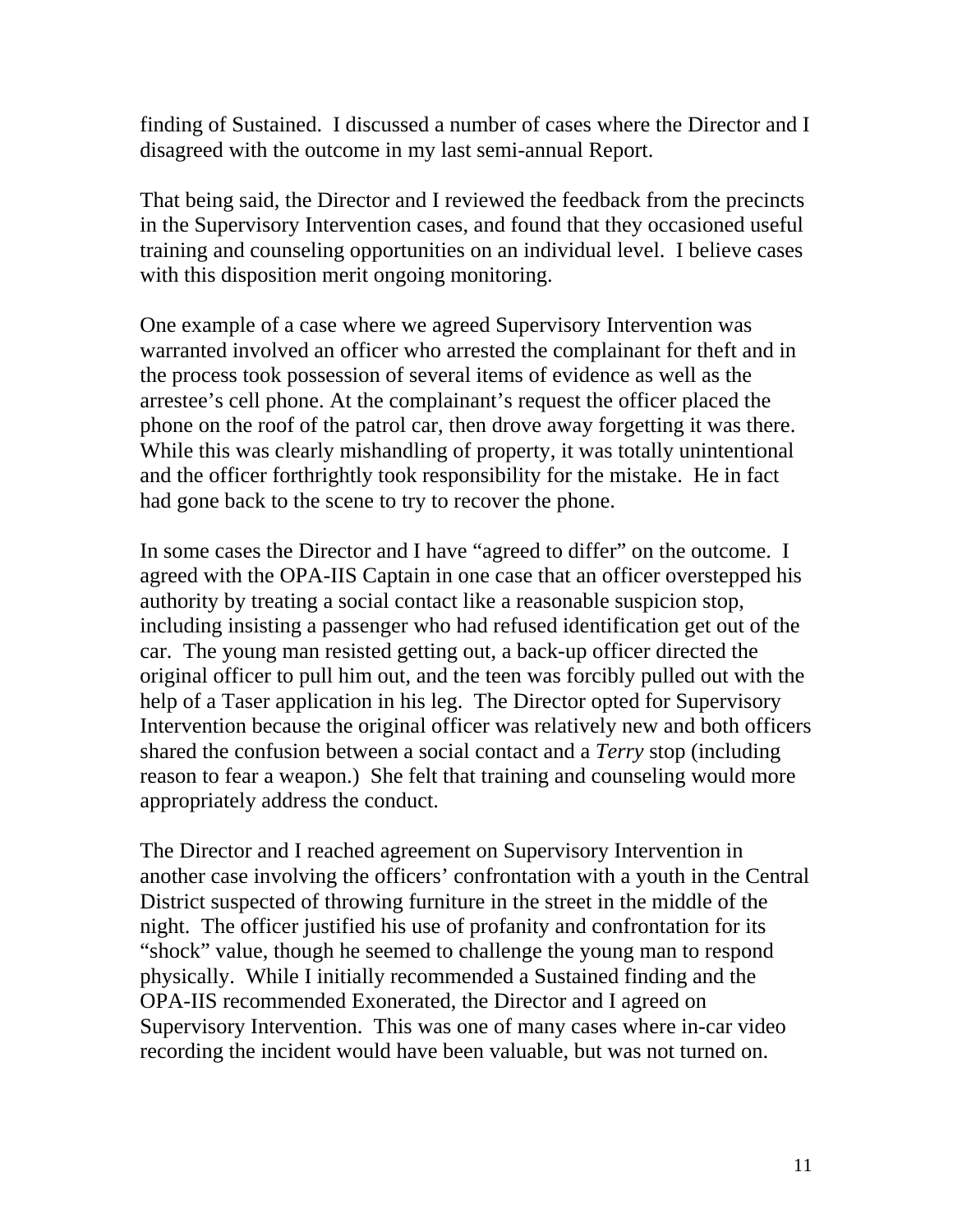finding of Sustained. I discussed a number of cases where the Director and I disagreed with the outcome in my last semi-annual Report.

That being said, the Director and I reviewed the feedback from the precincts in the Supervisory Intervention cases, and found that they occasioned useful training and counseling opportunities on an individual level. I believe cases with this disposition merit ongoing monitoring.

One example of a case where we agreed Supervisory Intervention was warranted involved an officer who arrested the complainant for theft and in the process took possession of several items of evidence as well as the arrestee's cell phone. At the complainant's request the officer placed the phone on the roof of the patrol car, then drove away forgetting it was there. While this was clearly mishandling of property, it was totally unintentional and the officer forthrightly took responsibility for the mistake. He in fact had gone back to the scene to try to recover the phone.

In some cases the Director and I have "agreed to differ" on the outcome. I agreed with the OPA-IIS Captain in one case that an officer overstepped his authority by treating a social contact like a reasonable suspicion stop, including insisting a passenger who had refused identification get out of the car. The young man resisted getting out, a back-up officer directed the original officer to pull him out, and the teen was forcibly pulled out with the help of a Taser application in his leg. The Director opted for Supervisory Intervention because the original officer was relatively new and both officers shared the confusion between a social contact and a *Terry* stop (including reason to fear a weapon.) She felt that training and counseling would more appropriately address the conduct.

The Director and I reached agreement on Supervisory Intervention in another case involving the officers' confrontation with a youth in the Central District suspected of throwing furniture in the street in the middle of the night. The officer justified his use of profanity and confrontation for its "shock" value, though he seemed to challenge the young man to respond physically. While I initially recommended a Sustained finding and the OPA-IIS recommended Exonerated, the Director and I agreed on Supervisory Intervention. This was one of many cases where in-car video recording the incident would have been valuable, but was not turned on.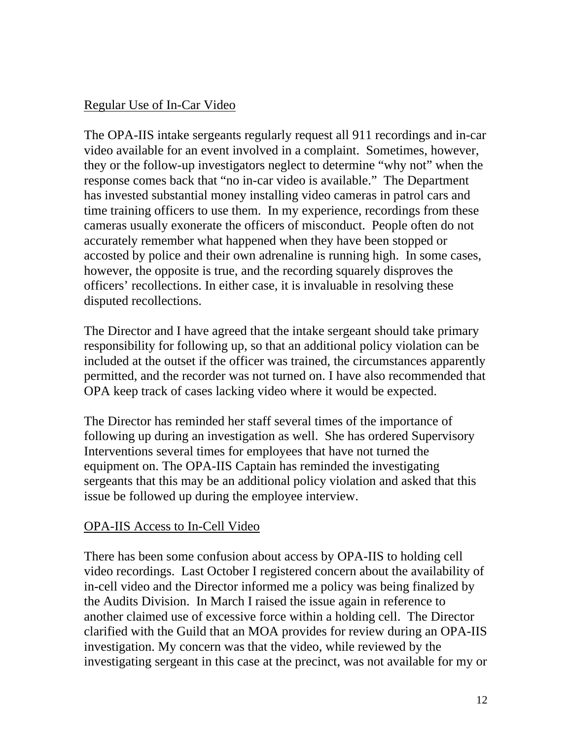## Regular Use of In-Car Video

The OPA-IIS intake sergeants regularly request all 911 recordings and in-car video available for an event involved in a complaint. Sometimes, however, they or the follow-up investigators neglect to determine "why not" when the response comes back that "no in-car video is available." The Department has invested substantial money installing video cameras in patrol cars and time training officers to use them. In my experience, recordings from these cameras usually exonerate the officers of misconduct. People often do not accurately remember what happened when they have been stopped or accosted by police and their own adrenaline is running high. In some cases, however, the opposite is true, and the recording squarely disproves the officers' recollections. In either case, it is invaluable in resolving these disputed recollections.

The Director and I have agreed that the intake sergeant should take primary responsibility for following up, so that an additional policy violation can be included at the outset if the officer was trained, the circumstances apparently permitted, and the recorder was not turned on. I have also recommended that OPA keep track of cases lacking video where it would be expected.

The Director has reminded her staff several times of the importance of following up during an investigation as well. She has ordered Supervisory Interventions several times for employees that have not turned the equipment on. The OPA-IIS Captain has reminded the investigating sergeants that this may be an additional policy violation and asked that this issue be followed up during the employee interview.

## OPA-IIS Access to In-Cell Video

There has been some confusion about access by OPA-IIS to holding cell video recordings. Last October I registered concern about the availability of in-cell video and the Director informed me a policy was being finalized by the Audits Division. In March I raised the issue again in reference to another claimed use of excessive force within a holding cell. The Director clarified with the Guild that an MOA provides for review during an OPA-IIS investigation. My concern was that the video, while reviewed by the investigating sergeant in this case at the precinct, was not available for my or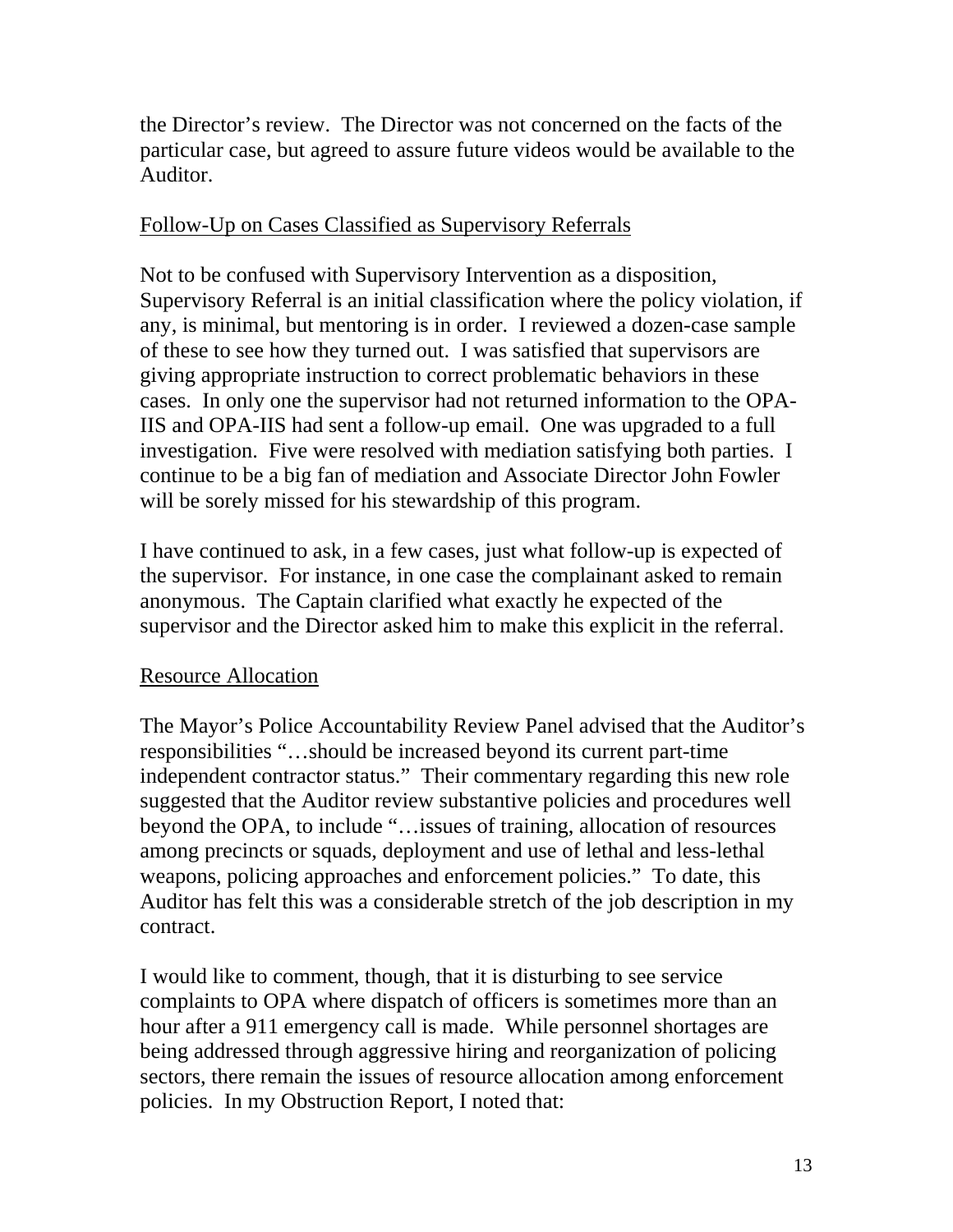the Director's review. The Director was not concerned on the facts of the particular case, but agreed to assure future videos would be available to the Auditor.

<u>Follow-Up on Cases Classified as Supervisory Referrals</u>

Not to be confused with Supervisory Intervention as a disposition, Supervisory Referral is an initial classification where the policy violation, if any, is minimal, but mentoring is in order. I reviewed a dozen-case sample of these to see how they turned out. I was satisfied that supervisors are giving appropriate instruction to correct problematic behaviors in these cases. In only one the supervisor had not returned information to the OPA-IIS and OPA-IIS had sent a follow-up email. One was upgraded to a full investigation. Five were resolved with mediation satisfying both parties. I continue to be a big fan of mediation and Associate Director John Fowler will be sorely missed for his stewardship of this program.

I have continued to ask, in a few cases, just what follow-up is expected of the supervisor. For instance, in one case the complainant asked to remain anonymous. The Captain clarified what exactly he expected of the supervisor and the Director asked him to make this explicit in the referral.

<u>Resource Allocation</u>

The Mayor's Police Accountability Review Panel advised that the Auditor's responsibilities "…should be increased beyond its current part-time independent contractor status." Their commentary regarding this new role suggested that the Auditor review substantive policies and procedures well beyond the OPA, to include "…issues of training, allocation of resources among precincts or squads, deployment and use of lethal and less-lethal weapons, policing approaches and enforcement policies." To date, this Auditor has felt this was a considerable stretch of the job description in my contract.

I would like to comment, though, that it is disturbing to see service complaints to OPA where dispatch of officers is sometimes more than an hour after a 911 emergency call is made. While personnel shortages are being addressed through aggressive hiring and reorganization of policing sectors, there remain the issues of resource allocation among enforcement policies. In my Obstruction Report, I noted that: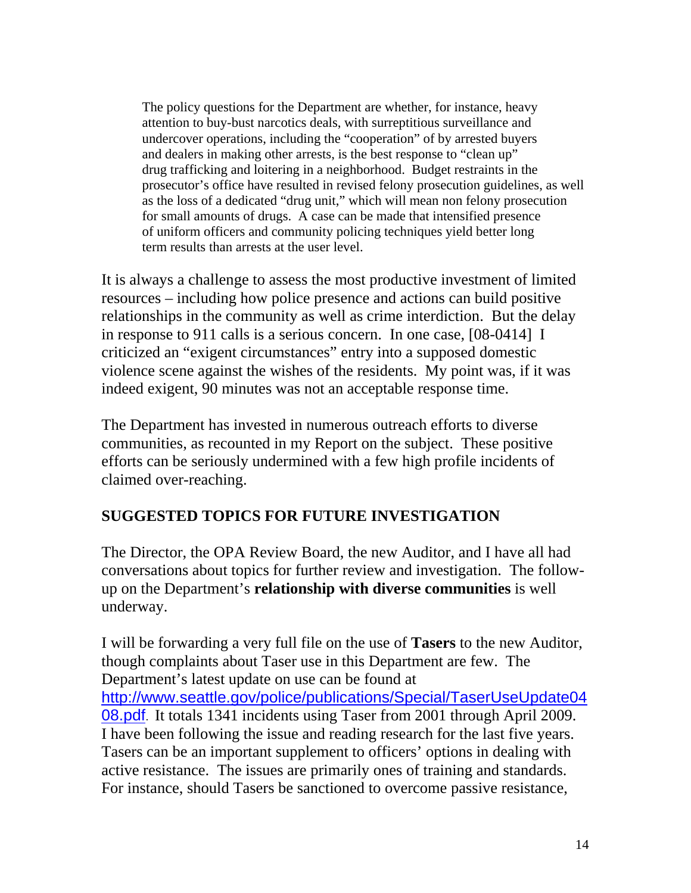> The policy questions for the Department are whether, for instance, heavy attention to buy-bust narcotics deals, with surreptitious surveillance and undercover operations, including the "cooperation" of by arrested buyers and dealers in making other arrests, is the best response to "clean up" drug trafficking and loitering in a neighborhood. Budget restraints in the prosecutor's office have resulted in revised felony prosecution guidelines, as well as the loss of a dedicated "drug unit," which will mean non felony prosecution for small amounts of drugs. A case can be made that intensified presence of uniform officers and community policing techniques yield better long term results than arrests at the user level.

It is always a challenge to assess the most productive investment of limited resources – including how police presence and actions can build positive relationships in the community as well as crime interdiction. But the delay in response to 911 calls is a serious concern. In one case, [08-0414] I criticized an "exigent circumstances" entry into a supposed domestic violence scene against the wishes of the residents. My point was, if it was indeed exigent, 90 minutes was not an acceptable response time.

The Department has invested in numerous outreach efforts to diverse communities, as recounted in my Report on the subject. These positive efforts can be seriously undermined with a few high profile incidents of claimed over-reaching.

## SUGGESTED TOPICS FOR FUTURE INVESTIGATION

The Director, the OPA Review Board, the new Auditor, and I have all had conversations about topics for further review and investigation. The follow-up on the Department's **relationship with diverse communities** is well underway.

I will be forwarding a very full file on the use of **Tasers** to the new Auditor, though complaints about Taser use in this Department are few. The Department's latest update on use can be found at http://www.seattle.gov/police/publications/Special/TaserUseUpdate0408.pdf. It totals 1341 incidents using Taser from 2001 through April 2009. I have been following the issue and reading research for the last five years. Tasers can be an important supplement to officers' options in dealing with active resistance. The issues are primarily ones of training and standards. For instance, should Tasers be sanctioned to overcome passive resistance,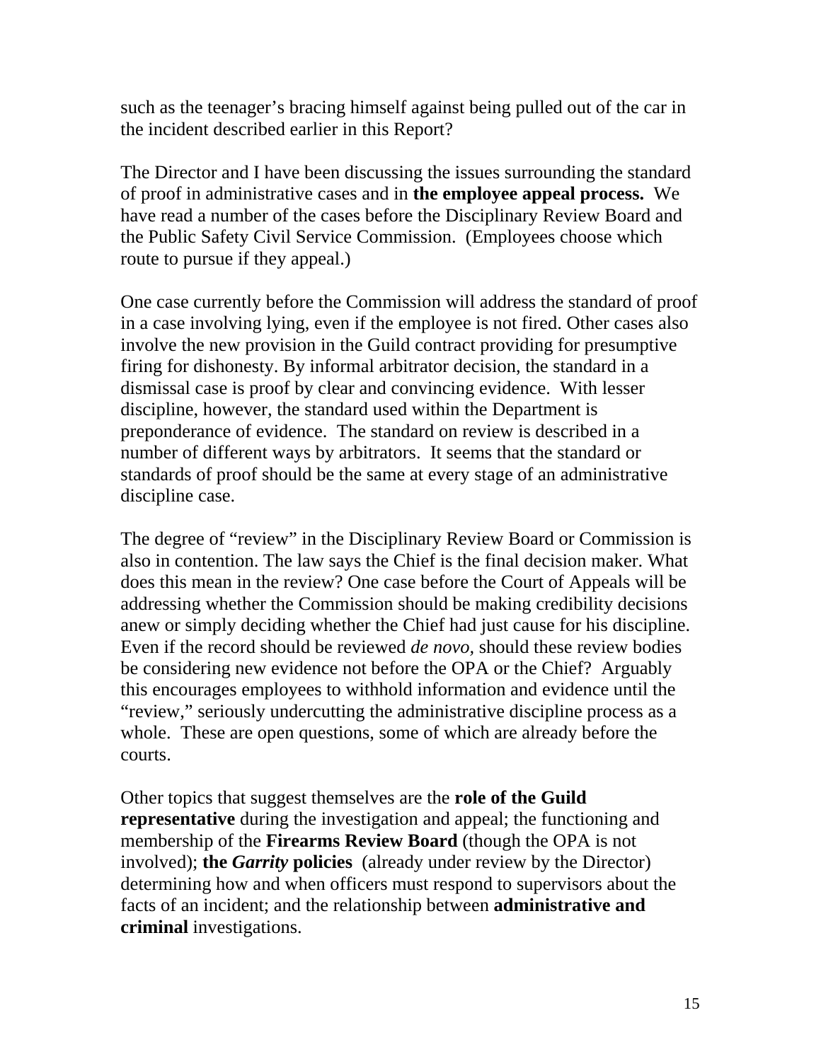such as the teenager's bracing himself against being pulled out of the car in the incident described earlier in this Report?

The Director and I have been discussing the issues surrounding the standard of proof in administrative cases and in **the employee appeal process.** We have read a number of the cases before the Disciplinary Review Board and the Public Safety Civil Service Commission. (Employees choose which route to pursue if they appeal.)

One case currently before the Commission will address the standard of proof in a case involving lying, even if the employee is not fired. Other cases also involve the new provision in the Guild contract providing for presumptive firing for dishonesty. By informal arbitrator decision, the standard in a dismissal case is proof by clear and convincing evidence. With lesser discipline, however, the standard used within the Department is preponderance of evidence. The standard on review is described in a number of different ways by arbitrators. It seems that the standard or standards of proof should be the same at every stage of an administrative discipline case.

The degree of "review" in the Disciplinary Review Board or Commission is also in contention. The law says the Chief is the final decision maker. What does this mean in the review? One case before the Court of Appeals will be addressing whether the Commission should be making credibility decisions anew or simply deciding whether the Chief had just cause for his discipline. Even if the record should be reviewed *de novo,* should these review bodies be considering new evidence not before the OPA or the Chief? Arguably this encourages employees to withhold information and evidence until the "review," seriously undercutting the administrative discipline process as a whole. These are open questions, some of which are already before the courts.

Other topics that suggest themselves are the **role of the Guild representative** during the investigation and appeal; the functioning and membership of the **Firearms Review Board** (though the OPA is not involved); **the *Garrity* policies** (already under review by the Director) determining how and when officers must respond to supervisors about the facts of an incident; and the relationship between **administrative and criminal** investigations.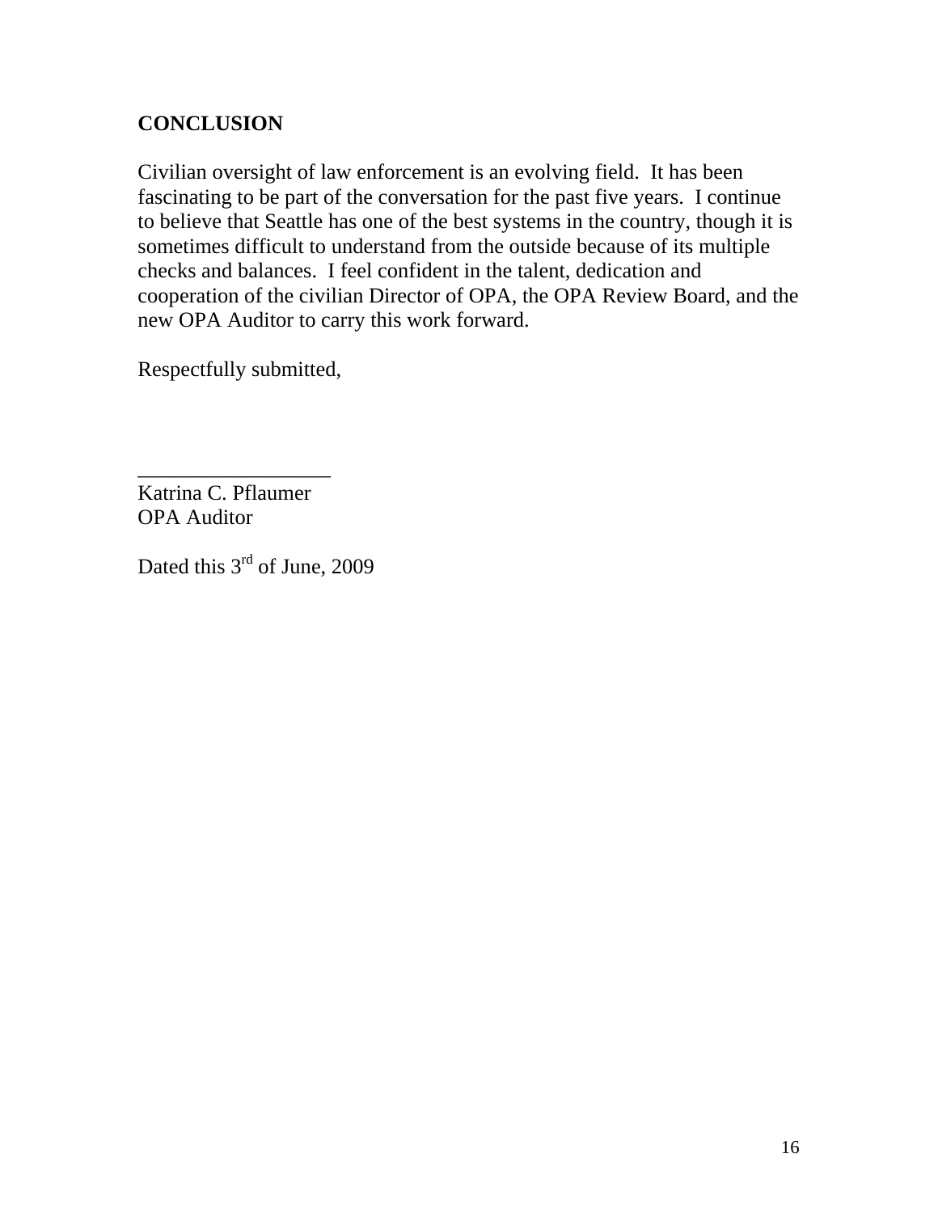**CONCLUSION**

Civilian oversight of law enforcement is an evolving field. It has been fascinating to be part of the conversation for the past five years. I continue to believe that Seattle has one of the best systems in the country, though it is sometimes difficult to understand from the outside because of its multiple checks and balances. I feel confident in the talent, dedication and cooperation of the civilian Director of OPA, the OPA Review Board, and the new OPA Auditor to carry this work forward.

Respectfully submitted,

\_\_\_\_\_\_\_\_\_\_\_\_\_\_\_\_\_\_

Katrina C. Pflaumer  
OPA Auditor

Dated this 3rd of June, 2009